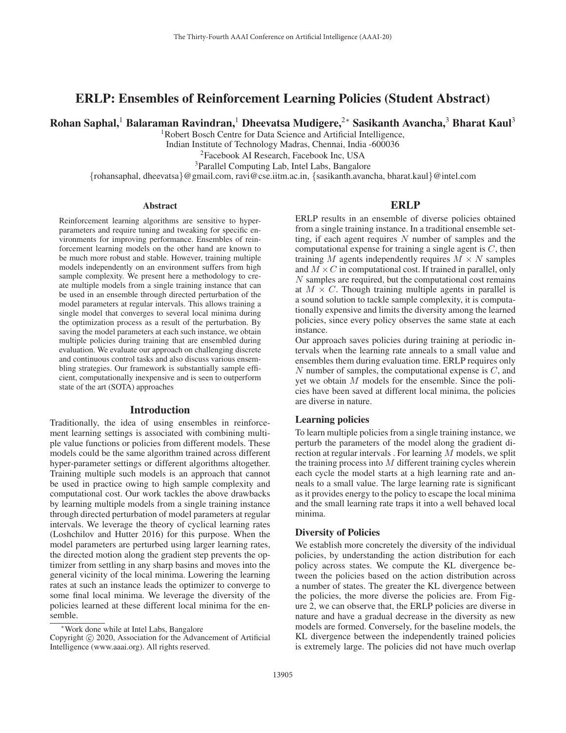# ERLP: Ensembles of Reinforcement Learning Policies (Student Abstract)

**Rohan Saphal,[1] Balaraman Ravindran,[1] Dheevatsa Mudigere,[2*] Sasikanth Avancha,[3] Bharat Kaul[3]**

[1]Robert Bosch Centre for Data Science and Artificial Intelligence,
Indian Institute of Technology Madras, Chennai, India -600036
[2]Facebook AI Research, Facebook Inc, USA
[3]Parallel Computing Lab, Intel Labs, Bangalore
{rohansaphal, dheevatsa}@gmail.com, ravi@cse.iitm.ac.in, {sasikanth.avancha, bharat.kaul}@intel.com

## Abstract

Reinforcement learning algorithms are sensitive to hyper-parameters and require tuning and tweaking for specific environments for improving performance. Ensembles of reinforcement learning models on the other hand are known to be much more robust and stable. However, training multiple models independently on an environment suffers from high sample complexity. We present here a methodology to create multiple models from a single training instance that can be used in an ensemble through directed perturbation of the model parameters at regular intervals. This allows training a single model that converges to several local minima during the optimization process as a result of the perturbation. By saving the model parameters at each such instance, we obtain multiple policies during training that are ensembled during evaluation. We evaluate our approach on challenging discrete and continuous control tasks and also discuss various ensembling strategies. Our framework is substantially sample efficient, computationally inexpensive and is seen to outperform state of the art (SOTA) approaches

## Introduction

Traditionally, the idea of using ensembles in reinforcement learning settings is associated with combining multiple value functions or policies from different models. These models could be the same algorithm trained across different hyper-parameter settings or different algorithms altogether. Training multiple such models is an approach that cannot be used in practice owing to high sample complexity and computational cost. Our work tackles the above drawbacks by learning multiple models from a single training instance through directed perturbation of model parameters at regular intervals. We leverage the theory of cyclical learning rates (Loshchilov and Hutter 2016) for this purpose. When the model parameters are perturbed using larger learning rates, the directed motion along the gradient step prevents the optimizer from settling in any sharp basins and moves into the general vicinity of the local minima. Lowering the learning rates at such an instance leads the optimizer to converge to some final local minima. We leverage the diversity of the policies learned at these different local minima for the ensemble.

*Work done while at Intel Labs, Bangalore

Copyright © 2020, Association for the Advancement of Artificial Intelligence (www.aaai.org). All rights reserved.

## ERLP

ERLP results in an ensemble of diverse policies obtained from a single training instance. In a traditional ensemble setting, if each agent requires $N$ number of samples and the computational expense for training a single agent is $C$, then training $M$ agents independently requires $M \times N$ samples and $M \times C$ in computational cost. If trained in parallel, only $N$ samples are required, but the computational cost remains at $M \times C$. Though training multiple agents in parallel is a sound solution to tackle sample complexity, it is computationally expensive and limits the diversity among the learned policies, since every policy observes the same state at each instance.

Our approach saves policies during training at periodic intervals when the learning rate anneals to a small value and ensembles them during evaluation time. ERLP requires only $N$ number of samples, the computational expense is $C$, and yet we obtain $M$ models for the ensemble. Since the policies have been saved at different local minima, the policies are diverse in nature.

### Learning policies

To learn multiple policies from a single training instance, we perturb the parameters of the model along the gradient direction at regular intervals . For learning $M$ models, we split the training process into $M$ different training cycles wherein each cycle the model starts at a high learning rate and anneals to a small value. The large learning rate is significant as it provides energy to the policy to escape the local minima and the small learning rate traps it into a well behaved local minima.

### Diversity of Policies

We establish more concretely the diversity of the individual policies, by understanding the action distribution for each policy across states. We compute the KL divergence between the policies based on the action distribution across a number of states. The greater the KL divergence between the policies, the more diverse the policies are. From Figure 2, we can observe that, the ERLP policies are diverse in nature and have a gradual decrease in the diversity as new models are formed. Conversely, for the baseline models, the KL divergence between the independently trained policies is extremely large. The policies did not have much overlap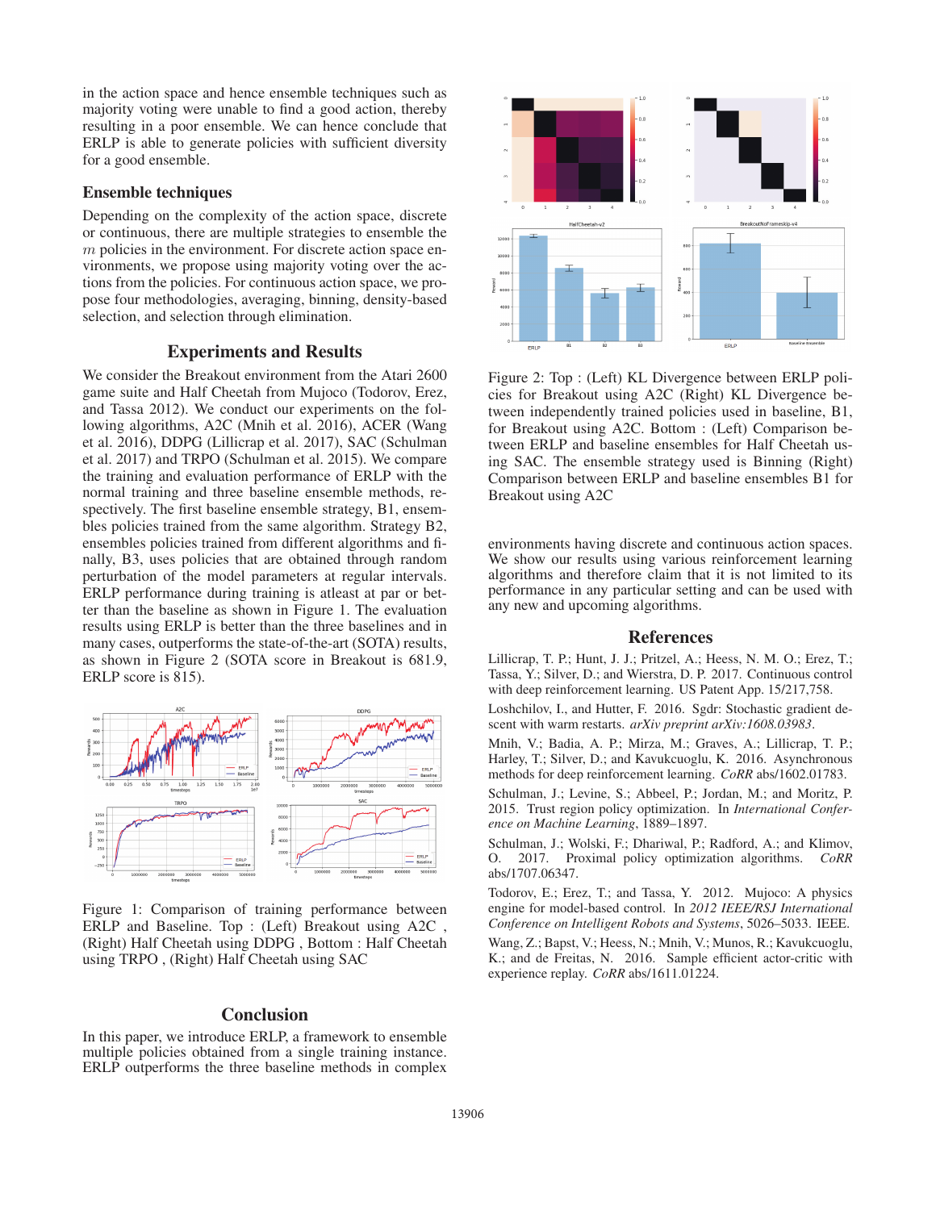in the action space and hence ensemble techniques such as majority voting were unable to find a good action, thereby resulting in a poor ensemble. We can hence conclude that ERLP is able to generate policies with sufficient diversity for a good ensemble.

### Ensemble techniques

Depending on the complexity of the action space, discrete or continuous, there are multiple strategies to ensemble the $m$ policies in the environment. For discrete action space environments, we propose using majority voting over the actions from the policies. For continuous action space, we propose four methodologies, averaging, binning, density-based selection, and selection through elimination.

## Experiments and Results

We consider the Breakout environment from the Atari 2600 game suite and Half Cheetah from Mujoco (Todorov, Erez, and Tassa 2012). We conduct our experiments on the following algorithms, A2C (Mnih et al. 2016), ACER (Wang et al. 2016), DDPG (Lillicrap et al. 2017), SAC (Schulman et al. 2017) and TRPO (Schulman et al. 2015). We compare the training and evaluation performance of ERLP with the normal training and three baseline ensemble methods, respectively. The first baseline ensemble strategy, B1, ensembles policies trained from the same algorithm. Strategy B2, ensembles policies trained from different algorithms and finally, B3, uses policies that are obtained through random perturbation of the model parameters at regular intervals. ERLP performance during training is atleast at par or better than the baseline as shown in Figure 1. The evaluation results using ERLP is better than the three baselines and in many cases, outperforms the state-of-the-art (SOTA) results, as shown in Figure 2 (SOTA score in Breakout is 681.9, ERLP score is 815).

A2C

DDPG

TRPO

SAC

ERLP
Baseline

timesteps

Rewards

Figure 1: Comparison of training performance between ERLP and Baseline. Top : (Left) Breakout using A2C , (Right) Half Cheetah using DDPG , Bottom : Half Cheetah using TRPO , (Right) Half Cheetah using SAC

## Conclusion

In this paper, we introduce ERLP, a framework to ensemble multiple policies obtained from a single training instance. ERLP outperforms the three baseline methods in complex environments having discrete and continuous action spaces. We show our results using various reinforcement learning algorithms and therefore claim that it is not limited to its performance in any particular setting and can be used with any new and upcoming algorithms.

HalfCheetah-v2

BreakoutNoFrameskip-v4

ERLP B1 B2 B3

ERLP Baseline ensemble

Reward

Figure 2: Top : (Left) KL Divergence between ERLP policies for Breakout using A2C (Right) KL Divergence between independently trained policies used in baseline, B1, for Breakout using A2C. Bottom : (Left) Comparison between ERLP and baseline ensembles for Half Cheetah using SAC. The ensemble strategy used is Binning (Right) Comparison between ERLP and baseline ensembles B1 for Breakout using A2C

## References

Lillicrap, T. P.; Hunt, J. J.; Pritzel, A.; Heess, N. M. O.; Erez, T.; Tassa, Y.; Silver, D.; and Wierstra, D. P. 2017. Continuous control with deep reinforcement learning. US Patent App. 15/217,758.

Loshchilov, I., and Hutter, F. 2016. Sgdr: Stochastic gradient descent with warm restarts. *arXiv preprint arXiv:1608.03983*.

Mnih, V.; Badia, A. P.; Mirza, M.; Graves, A.; Lillicrap, T. P.; Harley, T.; Silver, D.; and Kavukcuoglu, K. 2016. Asynchronous methods for deep reinforcement learning. *CoRR* abs/1602.01783.

Schulman, J.; Levine, S.; Abbeel, P.; Jordan, M.; and Moritz, P. 2015. Trust region policy optimization. In *International Conference on Machine Learning*, 1889–1897.

Schulman, J.; Wolski, F.; Dhariwal, P.; Radford, A.; and Klimov, O. 2017. Proximal policy optimization algorithms. *CoRR* abs/1707.06347.

Todorov, E.; Erez, T.; and Tassa, Y. 2012. Mujoco: A physics engine for model-based control. In *2012 IEEE/RSJ International Conference on Intelligent Robots and Systems*, 5026–5033. IEEE.

Wang, Z.; Bapst, V.; Heess, N.; Mnih, V.; Munos, R.; Kavukcuoglu, K.; and de Freitas, N. 2016. Sample efficient actor-critic with experience replay. *CoRR* abs/1611.01224.